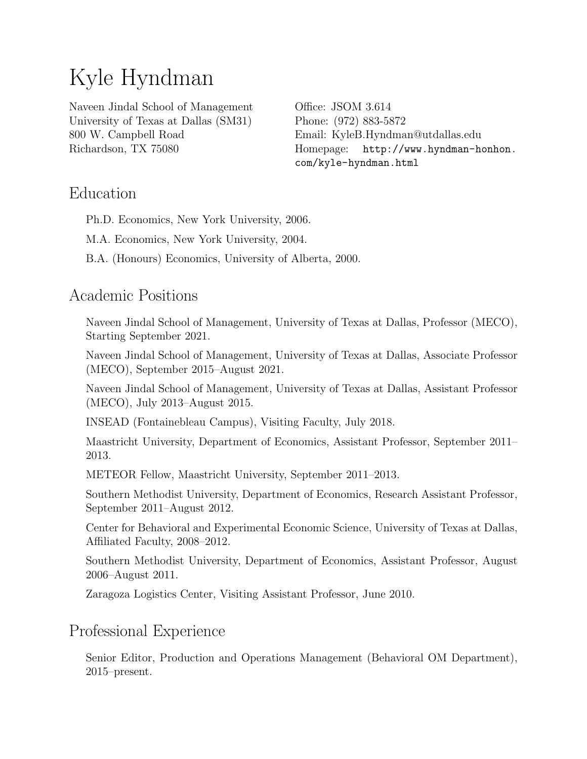# Kyle Hyndman

Naveen Jindal School of Management
University of Texas at Dallas (SM31)
800 W. Campbell Road
Richardson, TX 75080

Office: JSOM 3.614
Phone: (972) 883-5872
Email: KyleB.Hyndman@utdallas.edu
Homepage: http://www.hyndman-honhon.com/kyle-hyndman.html

## Education

Ph.D. Economics, New York University, 2006.

M.A. Economics, New York University, 2004.

B.A. (Honours) Economics, University of Alberta, 2000.

## Academic Positions

Naveen Jindal School of Management, University of Texas at Dallas, Professor (MECO), Starting September 2021.

Naveen Jindal School of Management, University of Texas at Dallas, Associate Professor (MECO), September 2015–August 2021.

Naveen Jindal School of Management, University of Texas at Dallas, Assistant Professor (MECO), July 2013–August 2015.

INSEAD (Fontainebleau Campus), Visiting Faculty, July 2018.

Maastricht University, Department of Economics, Assistant Professor, September 2011–2013.

METEOR Fellow, Maastricht University, September 2011–2013.

Southern Methodist University, Department of Economics, Research Assistant Professor, September 2011–August 2012.

Center for Behavioral and Experimental Economic Science, University of Texas at Dallas, Affiliated Faculty, 2008–2012.

Southern Methodist University, Department of Economics, Assistant Professor, August 2006–August 2011.

Zaragoza Logistics Center, Visiting Assistant Professor, June 2010.

## Professional Experience

Senior Editor, Production and Operations Management (Behavioral OM Department), 2015–present.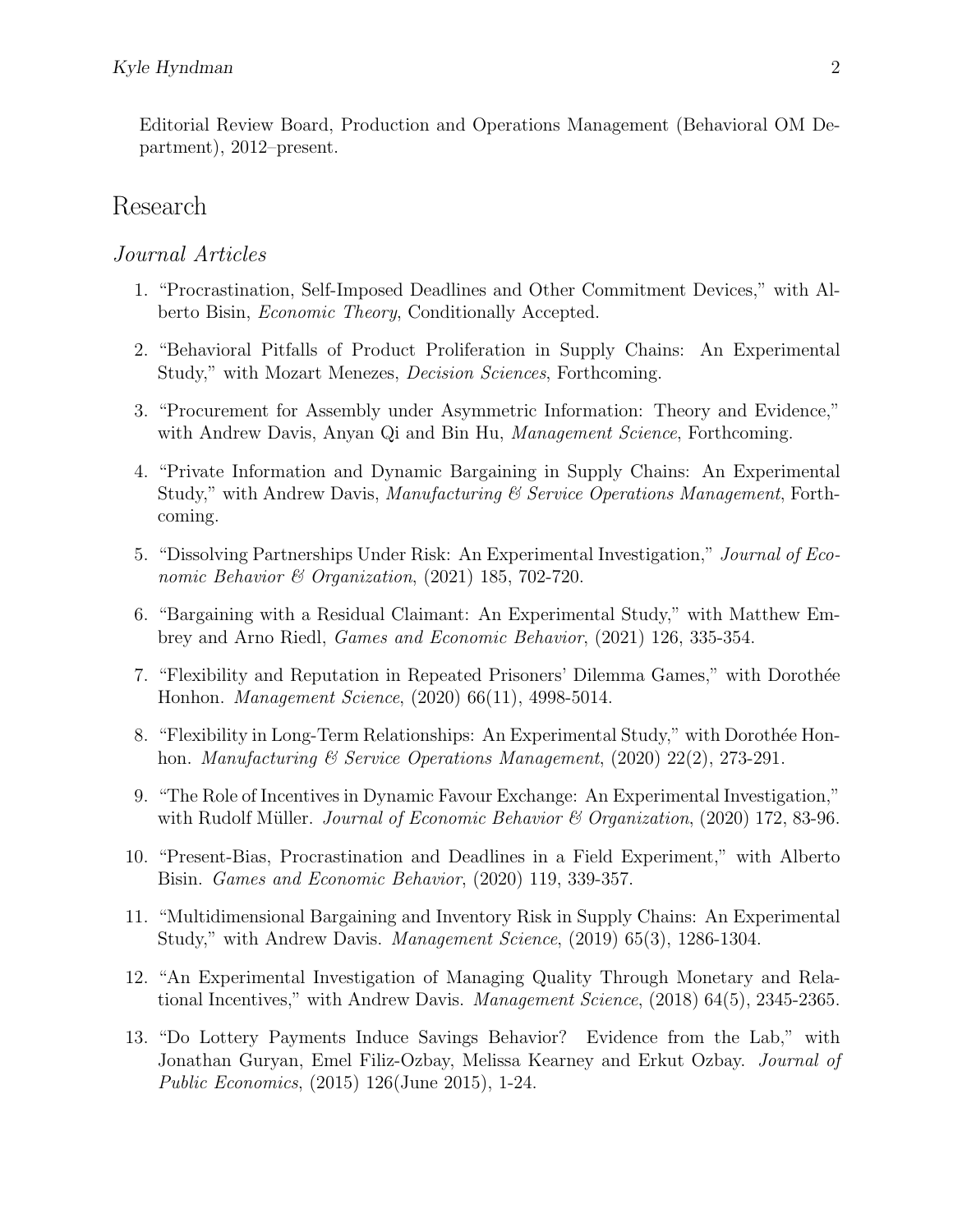Editorial Review Board, Production and Operations Management (Behavioral OM Department), 2012–present.

# Research

## *Journal Articles*

1. "Procrastination, Self-Imposed Deadlines and Other Commitment Devices," with Alberto Bisin, *Economic Theory*, Conditionally Accepted.

2. "Behavioral Pitfalls of Product Proliferation in Supply Chains: An Experimental Study," with Mozart Menezes, *Decision Sciences*, Forthcoming.

3. "Procurement for Assembly under Asymmetric Information: Theory and Evidence," with Andrew Davis, Anyan Qi and Bin Hu, *Management Science*, Forthcoming.

4. "Private Information and Dynamic Bargaining in Supply Chains: An Experimental Study," with Andrew Davis, *Manufacturing & Service Operations Management*, Forthcoming.

5. "Dissolving Partnerships Under Risk: An Experimental Investigation," *Journal of Economic Behavior & Organization*, (2021) 185, 702-720.

6. "Bargaining with a Residual Claimant: An Experimental Study," with Matthew Embrey and Arno Riedl, *Games and Economic Behavior*, (2021) 126, 335-354.

7. "Flexibility and Reputation in Repeated Prisoners' Dilemma Games," with Dorothée Honhon. *Management Science*, (2020) 66(11), 4998-5014.

8. "Flexibility in Long-Term Relationships: An Experimental Study," with Dorothée Honhon. *Manufacturing & Service Operations Management*, (2020) 22(2), 273-291.

9. "The Role of Incentives in Dynamic Favour Exchange: An Experimental Investigation," with Rudolf Müller. *Journal of Economic Behavior & Organization*, (2020) 172, 83-96.

10. "Present-Bias, Procrastination and Deadlines in a Field Experiment," with Alberto Bisin. *Games and Economic Behavior*, (2020) 119, 339-357.

11. "Multidimensional Bargaining and Inventory Risk in Supply Chains: An Experimental Study," with Andrew Davis. *Management Science*, (2019) 65(3), 1286-1304.

12. "An Experimental Investigation of Managing Quality Through Monetary and Relational Incentives," with Andrew Davis. *Management Science*, (2018) 64(5), 2345-2365.

13. "Do Lottery Payments Induce Savings Behavior? Evidence from the Lab," with Jonathan Guryan, Emel Filiz-Ozbay, Melissa Kearney and Erkut Ozbay. *Journal of Public Economics*, (2015) 126(June 2015), 1-24.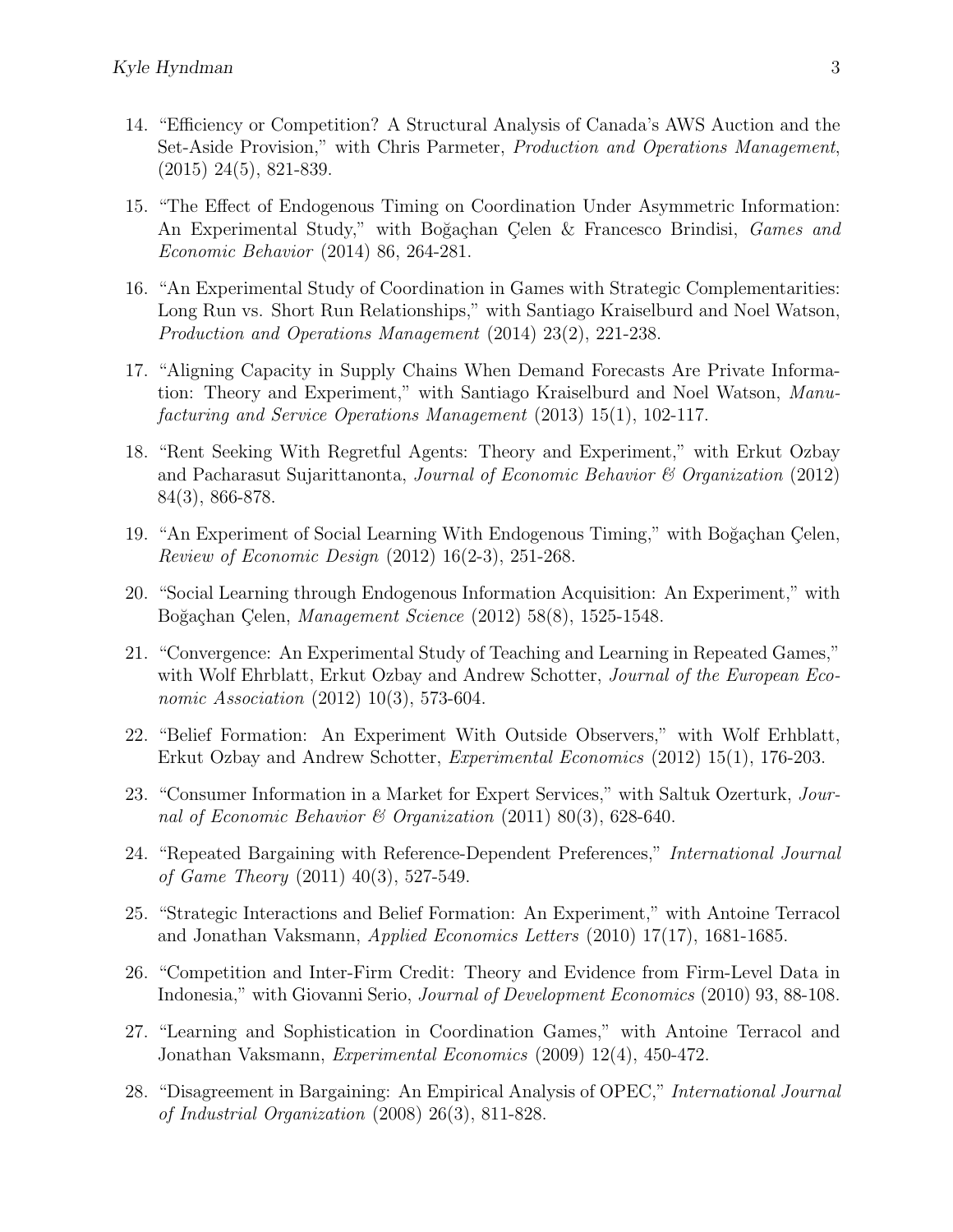14. "Efficiency or Competition? A Structural Analysis of Canada's AWS Auction and the Set-Aside Provision," with Chris Parmeter, *Production and Operations Management*, (2015) 24(5), 821-839.

15. "The Effect of Endogenous Timing on Coordination Under Asymmetric Information: An Experimental Study," with Boğaçhan Çelen & Francesco Brindisi, *Games and Economic Behavior* (2014) 86, 264-281.

16. "An Experimental Study of Coordination in Games with Strategic Complementarities: Long Run vs. Short Run Relationships," with Santiago Kraiselburd and Noel Watson, *Production and Operations Management* (2014) 23(2), 221-238.

17. "Aligning Capacity in Supply Chains When Demand Forecasts Are Private Information: Theory and Experiment," with Santiago Kraiselburd and Noel Watson, *Manufacturing and Service Operations Management* (2013) 15(1), 102-117.

18. "Rent Seeking With Regretful Agents: Theory and Experiment," with Erkut Ozbay and Pacharasut Sujarittanonta, *Journal of Economic Behavior & Organization* (2012) 84(3), 866-878.

19. "An Experiment of Social Learning With Endogenous Timing," with Boğaçhan Çelen, *Review of Economic Design* (2012) 16(2-3), 251-268.

20. "Social Learning through Endogenous Information Acquisition: An Experiment," with Boğaçhan Çelen, *Management Science* (2012) 58(8), 1525-1548.

21. "Convergence: An Experimental Study of Teaching and Learning in Repeated Games," with Wolf Ehrblatt, Erkut Ozbay and Andrew Schotter, *Journal of the European Economic Association* (2012) 10(3), 573-604.

22. "Belief Formation: An Experiment With Outside Observers," with Wolf Erhblatt, Erkut Ozbay and Andrew Schotter, *Experimental Economics* (2012) 15(1), 176-203.

23. "Consumer Information in a Market for Expert Services," with Saltuk Ozerturk, *Journal of Economic Behavior & Organization* (2011) 80(3), 628-640.

24. "Repeated Bargaining with Reference-Dependent Preferences," *International Journal of Game Theory* (2011) 40(3), 527-549.

25. "Strategic Interactions and Belief Formation: An Experiment," with Antoine Terracol and Jonathan Vaksmann, *Applied Economics Letters* (2010) 17(17), 1681-1685.

26. "Competition and Inter-Firm Credit: Theory and Evidence from Firm-Level Data in Indonesia," with Giovanni Serio, *Journal of Development Economics* (2010) 93, 88-108.

27. "Learning and Sophistication in Coordination Games," with Antoine Terracol and Jonathan Vaksmann, *Experimental Economics* (2009) 12(4), 450-472.

28. "Disagreement in Bargaining: An Empirical Analysis of OPEC," *International Journal of Industrial Organization* (2008) 26(3), 811-828.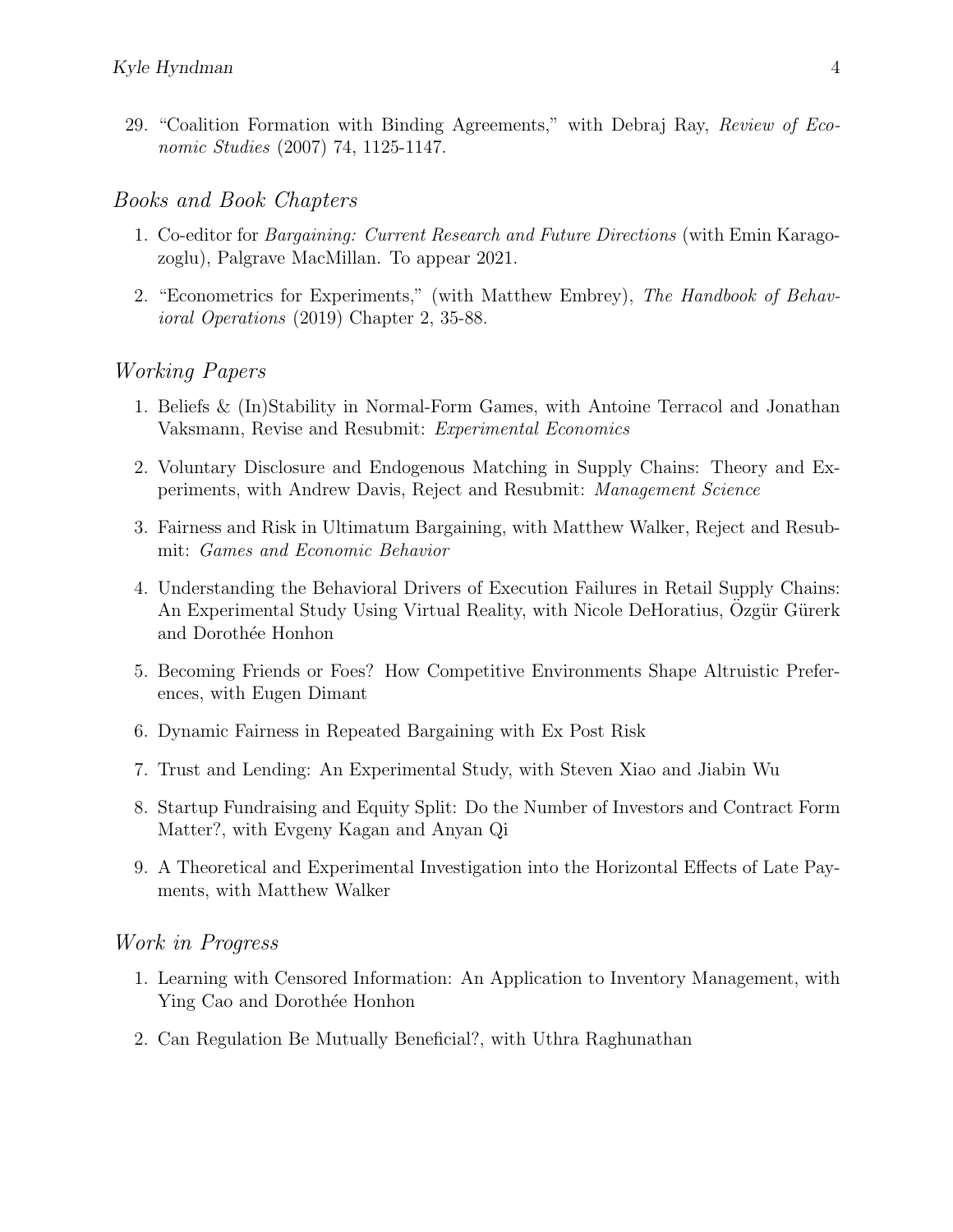29. "Coalition Formation with Binding Agreements," with Debraj Ray, *Review of Economic Studies* (2007) 74, 1125-1147.

## *Books and Book Chapters*

1. Co-editor for *Bargaining: Current Research and Future Directions* (with Emin Karagozoglu), Palgrave MacMillan. To appear 2021.
2. "Econometrics for Experiments," (with Matthew Embrey), *The Handbook of Behavioral Operations* (2019) Chapter 2, 35-88.

## *Working Papers*

1. Beliefs & (In)Stability in Normal-Form Games, with Antoine Terracol and Jonathan Vaksmann, Revise and Resubmit: *Experimental Economics*
2. Voluntary Disclosure and Endogenous Matching in Supply Chains: Theory and Experiments, with Andrew Davis, Reject and Resubmit: *Management Science*
3. Fairness and Risk in Ultimatum Bargaining, with Matthew Walker, Reject and Resubmit: *Games and Economic Behavior*
4. Understanding the Behavioral Drivers of Execution Failures in Retail Supply Chains: An Experimental Study Using Virtual Reality, with Nicole DeHoratius, Özgür Gürerk and Dorothée Honhon
5. Becoming Friends or Foes? How Competitive Environments Shape Altruistic Preferences, with Eugen Dimant
6. Dynamic Fairness in Repeated Bargaining with Ex Post Risk
7. Trust and Lending: An Experimental Study, with Steven Xiao and Jiabin Wu
8. Startup Fundraising and Equity Split: Do the Number of Investors and Contract Form Matter?, with Evgeny Kagan and Anyan Qi
9. A Theoretical and Experimental Investigation into the Horizontal Effects of Late Payments, with Matthew Walker

## *Work in Progress*

1. Learning with Censored Information: An Application to Inventory Management, with Ying Cao and Dorothée Honhon
2. Can Regulation Be Mutually Beneficial?, with Uthra Raghunathan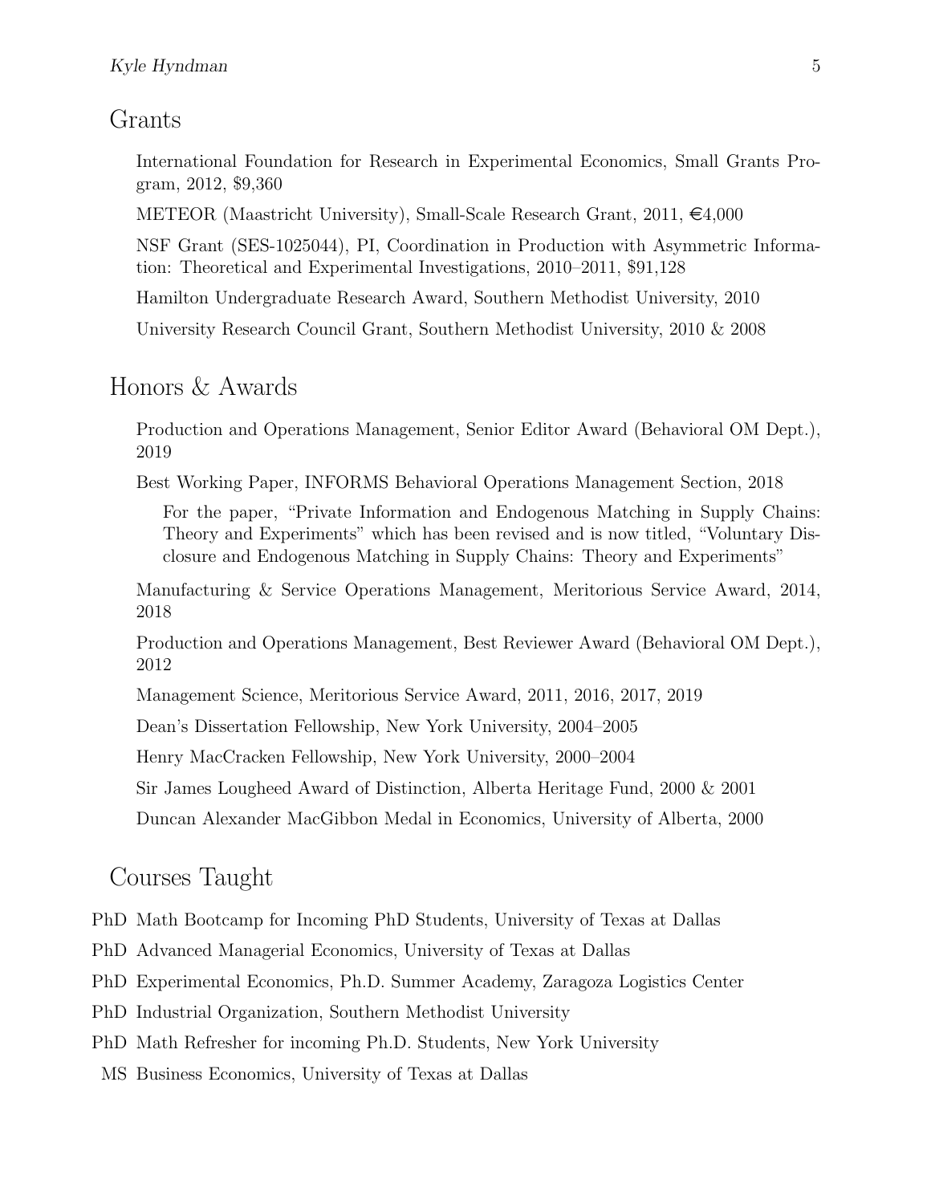## Grants

International Foundation for Research in Experimental Economics, Small Grants Program, 2012, $9,360

METEOR (Maastricht University), Small-Scale Research Grant, 2011, €4,000

NSF Grant (SES-1025044), PI, Coordination in Production with Asymmetric Information: Theoretical and Experimental Investigations, 2010–2011, $91,128

Hamilton Undergraduate Research Award, Southern Methodist University, 2010

University Research Council Grant, Southern Methodist University, 2010 & 2008

## Honors & Awards

Production and Operations Management, Senior Editor Award (Behavioral OM Dept.), 2019

Best Working Paper, INFORMS Behavioral Operations Management Section, 2018

> For the paper, "Private Information and Endogenous Matching in Supply Chains: Theory and Experiments" which has been revised and is now titled, "Voluntary Disclosure and Endogenous Matching in Supply Chains: Theory and Experiments"

Manufacturing & Service Operations Management, Meritorious Service Award, 2014, 2018

Production and Operations Management, Best Reviewer Award (Behavioral OM Dept.), 2012

Management Science, Meritorious Service Award, 2011, 2016, 2017, 2019

Dean's Dissertation Fellowship, New York University, 2004–2005

Henry MacCracken Fellowship, New York University, 2000–2004

Sir James Lougheed Award of Distinction, Alberta Heritage Fund, 2000 & 2001

Duncan Alexander MacGibbon Medal in Economics, University of Alberta, 2000

## Courses Taught

PhD Math Bootcamp for Incoming PhD Students, University of Texas at Dallas

PhD Advanced Managerial Economics, University of Texas at Dallas

PhD Experimental Economics, Ph.D. Summer Academy, Zaragoza Logistics Center

PhD Industrial Organization, Southern Methodist University

PhD Math Refresher for incoming Ph.D. Students, New York University

MS Business Economics, University of Texas at Dallas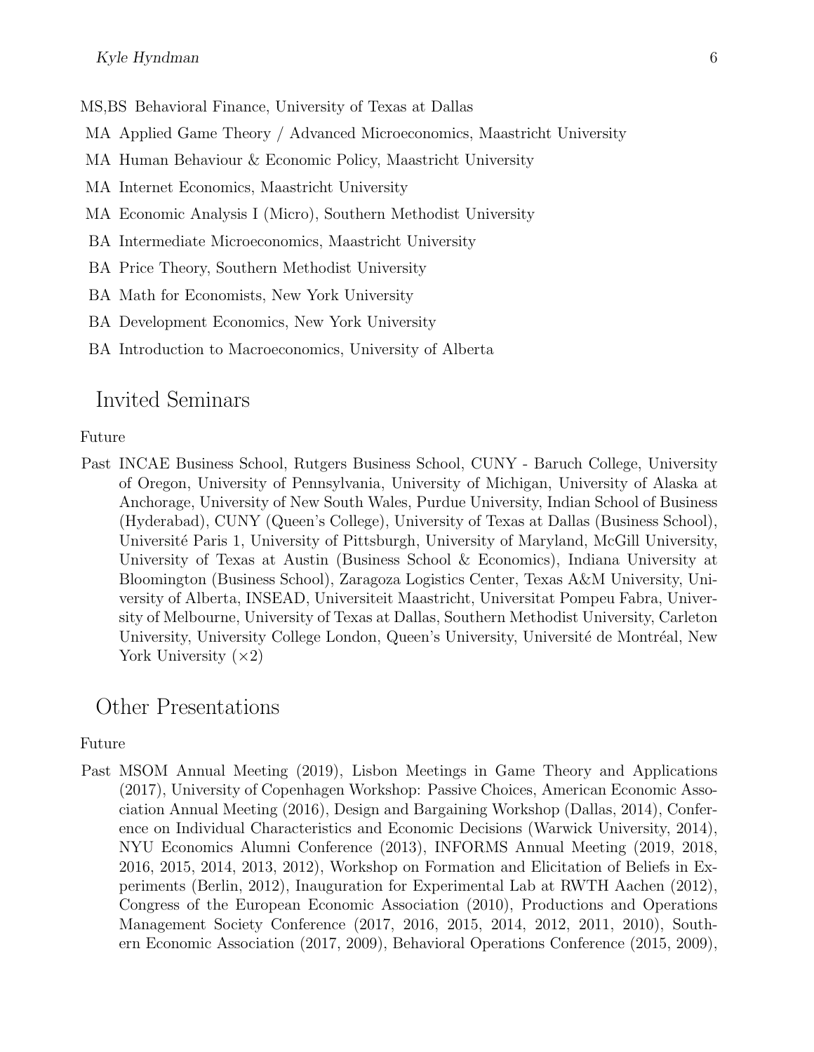MS,BS Behavioral Finance, University of Texas at Dallas

MA Applied Game Theory / Advanced Microeconomics, Maastricht University

MA Human Behaviour & Economic Policy, Maastricht University

MA Internet Economics, Maastricht University

MA Economic Analysis I (Micro), Southern Methodist University

BA Intermediate Microeconomics, Maastricht University

BA Price Theory, Southern Methodist University

BA Math for Economists, New York University

BA Development Economics, New York University

BA Introduction to Macroeconomics, University of Alberta

## Invited Seminars

Future

Past INCAE Business School, Rutgers Business School, CUNY - Baruch College, University of Oregon, University of Pennsylvania, University of Michigan, University of Alaska at Anchorage, University of New South Wales, Purdue University, Indian School of Business (Hyderabad), CUNY (Queen's College), University of Texas at Dallas (Business School), Université Paris 1, University of Pittsburgh, University of Maryland, McGill University, University of Texas at Austin (Business School & Economics), Indiana University at Bloomington (Business School), Zaragoza Logistics Center, Texas A&M University, University of Alberta, INSEAD, Universiteit Maastricht, Universitat Pompeu Fabra, University of Melbourne, University of Texas at Dallas, Southern Methodist University, Carleton University, University College London, Queen's University, Université de Montréal, New York University ($\times 2$)

## Other Presentations

Future

Past MSOM Annual Meeting (2019), Lisbon Meetings in Game Theory and Applications (2017), University of Copenhagen Workshop: Passive Choices, American Economic Association Annual Meeting (2016), Design and Bargaining Workshop (Dallas, 2014), Conference on Individual Characteristics and Economic Decisions (Warwick University, 2014), NYU Economics Alumni Conference (2013), INFORMS Annual Meeting (2019, 2018, 2016, 2015, 2014, 2013, 2012), Workshop on Formation and Elicitation of Beliefs in Experiments (Berlin, 2012), Inauguration for Experimental Lab at RWTH Aachen (2012), Congress of the European Economic Association (2010), Productions and Operations Management Society Conference (2017, 2016, 2015, 2014, 2012, 2011, 2010), Southern Economic Association (2017, 2009), Behavioral Operations Conference (2015, 2009),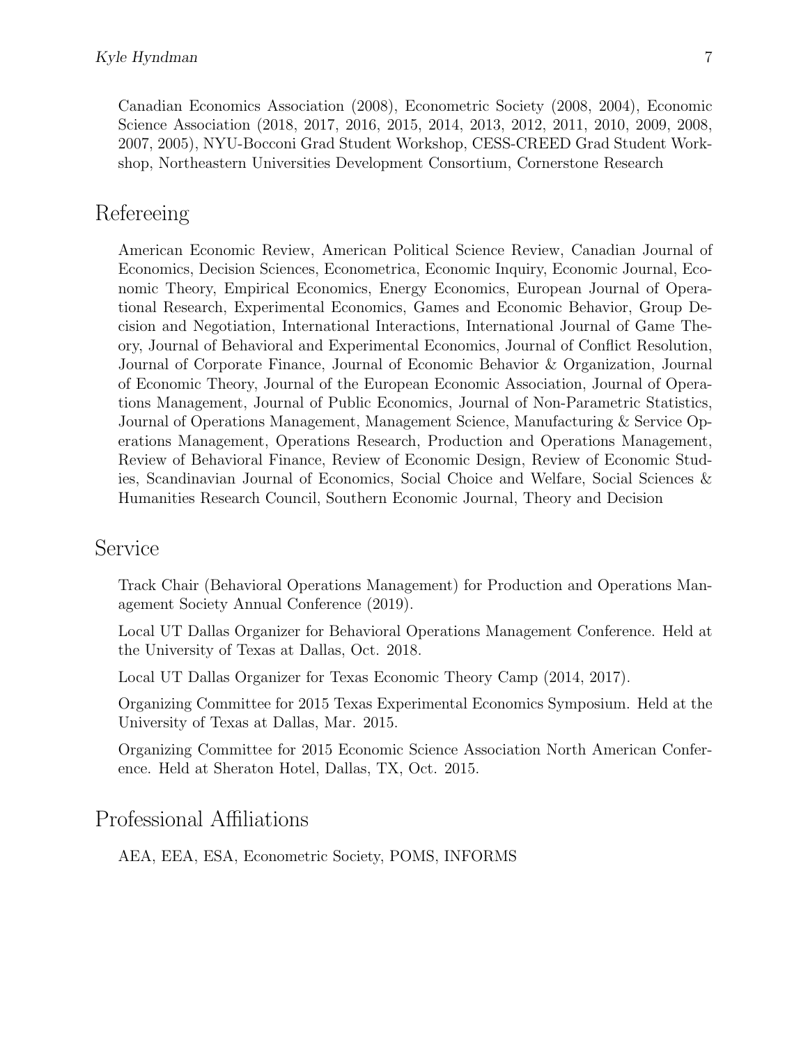Canadian Economics Association (2008), Econometric Society (2008, 2004), Economic Science Association (2018, 2017, 2016, 2015, 2014, 2013, 2012, 2011, 2010, 2009, 2008, 2007, 2005), NYU-Bocconi Grad Student Workshop, CESS-CREED Grad Student Workshop, Northeastern Universities Development Consortium, Cornerstone Research

## Refereeing

American Economic Review, American Political Science Review, Canadian Journal of Economics, Decision Sciences, Econometrica, Economic Inquiry, Economic Journal, Economic Theory, Empirical Economics, Energy Economics, European Journal of Operational Research, Experimental Economics, Games and Economic Behavior, Group Decision and Negotiation, International Interactions, International Journal of Game Theory, Journal of Behavioral and Experimental Economics, Journal of Conflict Resolution, Journal of Corporate Finance, Journal of Economic Behavior & Organization, Journal of Economic Theory, Journal of the European Economic Association, Journal of Operations Management, Journal of Public Economics, Journal of Non-Parametric Statistics, Journal of Operations Management, Management Science, Manufacturing & Service Operations Management, Operations Research, Production and Operations Management, Review of Behavioral Finance, Review of Economic Design, Review of Economic Studies, Scandinavian Journal of Economics, Social Choice and Welfare, Social Sciences & Humanities Research Council, Southern Economic Journal, Theory and Decision

## Service

Track Chair (Behavioral Operations Management) for Production and Operations Management Society Annual Conference (2019).

Local UT Dallas Organizer for Behavioral Operations Management Conference. Held at the University of Texas at Dallas, Oct. 2018.

Local UT Dallas Organizer for Texas Economic Theory Camp (2014, 2017).

Organizing Committee for 2015 Texas Experimental Economics Symposium. Held at the University of Texas at Dallas, Mar. 2015.

Organizing Committee for 2015 Economic Science Association North American Conference. Held at Sheraton Hotel, Dallas, TX, Oct. 2015.

## Professional Affiliations

AEA, EEA, ESA, Econometric Society, POMS, INFORMS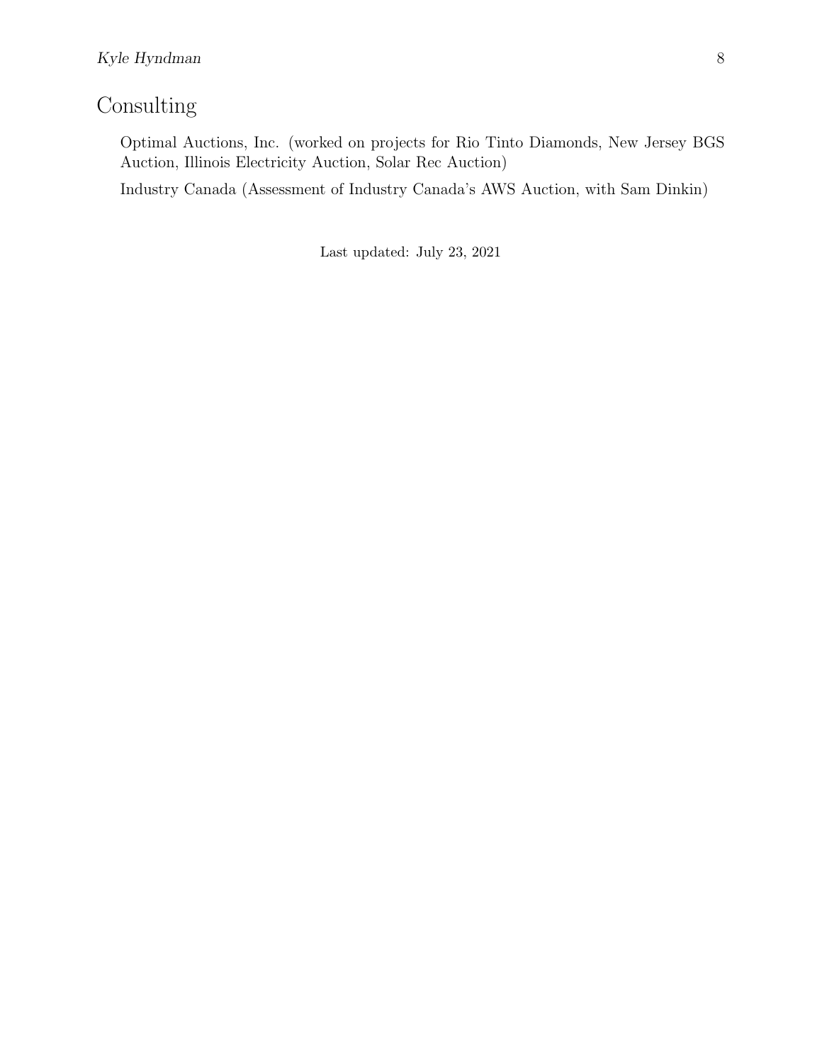## Consulting

Optimal Auctions, Inc. (worked on projects for Rio Tinto Diamonds, New Jersey BGS Auction, Illinois Electricity Auction, Solar Rec Auction)

Industry Canada (Assessment of Industry Canada's AWS Auction, with Sam Dinkin)

Last updated: July 23, 2021